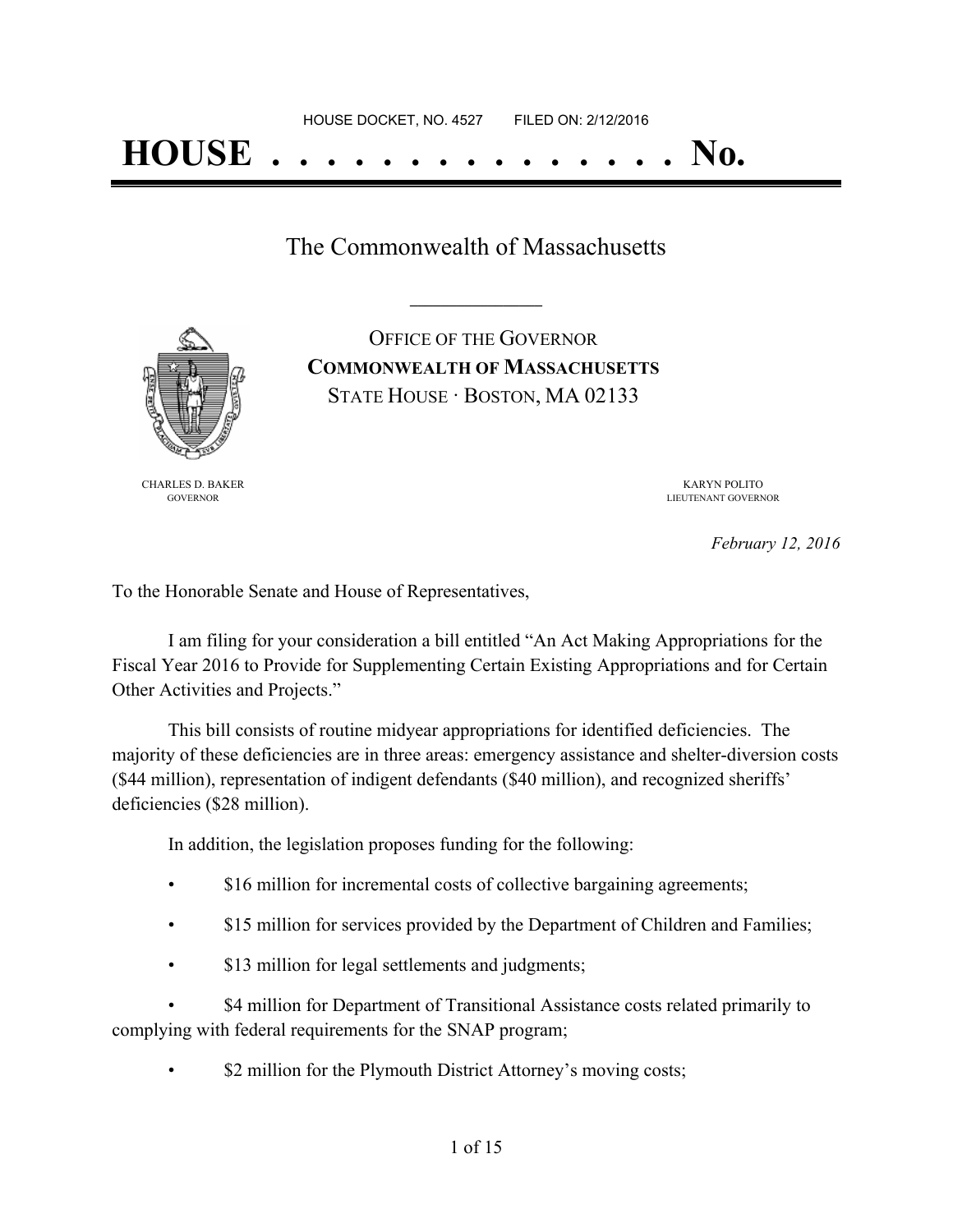HOUSE DOCKET, NO. 4527        FILED ON: 2/12/2016

# HOUSE . . . . . . . . . . . . . . . No.

## The Commonwealth of Massachusetts

\_\_\_\_\_\_\_\_\_\_\_\_\_\_\_

OFFICE OF THE GOVERNOR
**COMMONWEALTH OF MASSACHUSETTS**
STATE HOUSE · BOSTON, MA 02133

CHARLES D. BAKER
GOVERNOR

KARYN POLITO
LIEUTENANT GOVERNOR

*February 12, 2016*

To the Honorable Senate and House of Representatives,

I am filing for your consideration a bill entitled "An Act Making Appropriations for the Fiscal Year 2016 to Provide for Supplementing Certain Existing Appropriations and for Certain Other Activities and Projects."

This bill consists of routine midyear appropriations for identified deficiencies. The majority of these deficiencies are in three areas: emergency assistance and shelter-diversion costs ($44 million), representation of indigent defendants ($40 million), and recognized sheriffs' deficiencies ($28 million).

In addition, the legislation proposes funding for the following:

- $16 million for incremental costs of collective bargaining agreements;
- $15 million for services provided by the Department of Children and Families;
- $13 million for legal settlements and judgments;
- $4 million for Department of Transitional Assistance costs related primarily to complying with federal requirements for the SNAP program;
- $2 million for the Plymouth District Attorney's moving costs;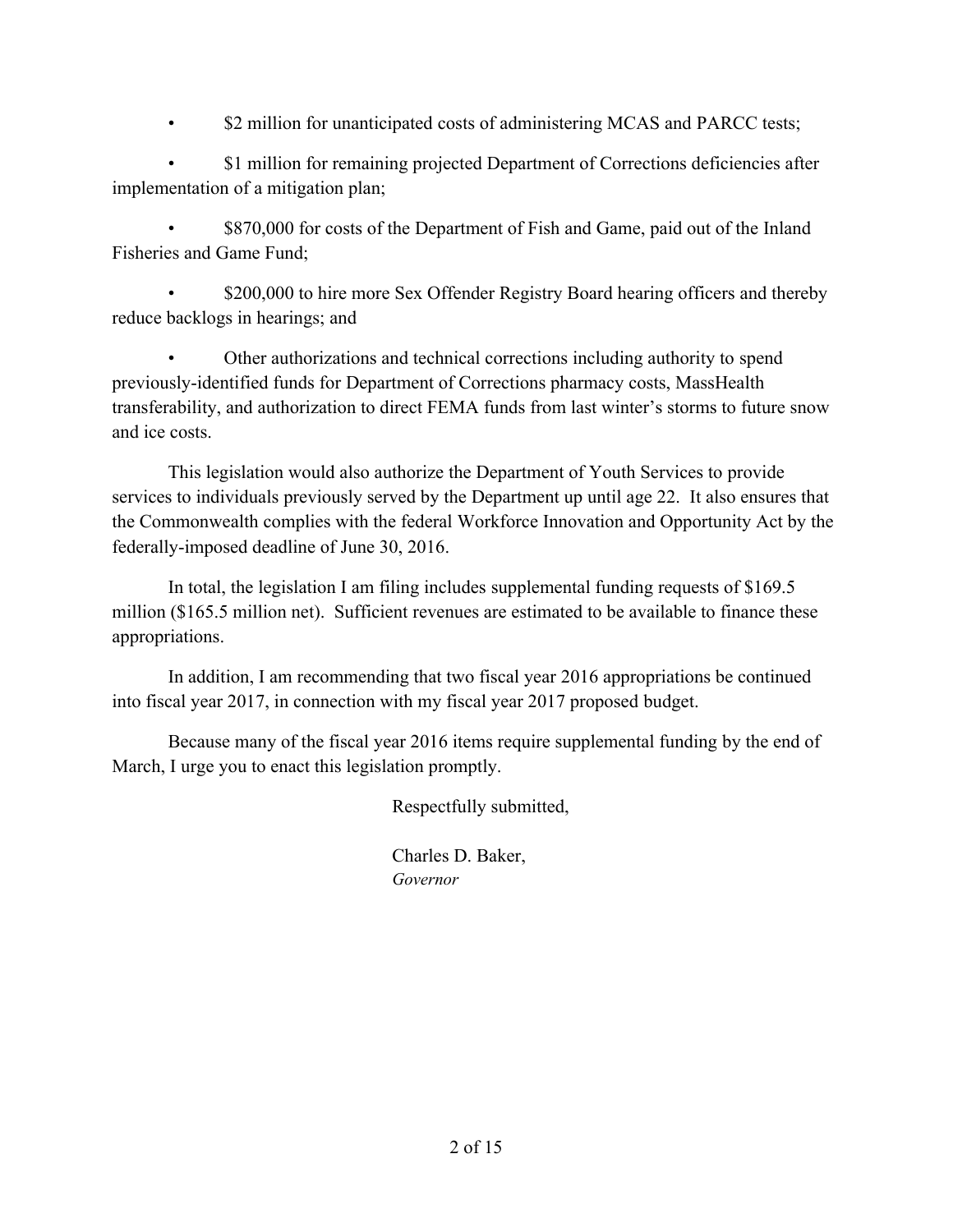- $2 million for unanticipated costs of administering MCAS and PARCC tests;

- $1 million for remaining projected Department of Corrections deficiencies after implementation of a mitigation plan;

- $870,000 for costs of the Department of Fish and Game, paid out of the Inland Fisheries and Game Fund;

- $200,000 to hire more Sex Offender Registry Board hearing officers and thereby reduce backlogs in hearings; and

- Other authorizations and technical corrections including authority to spend previously-identified funds for Department of Corrections pharmacy costs, MassHealth transferability, and authorization to direct FEMA funds from last winter's storms to future snow and ice costs.

This legislation would also authorize the Department of Youth Services to provide services to individuals previously served by the Department up until age 22. It also ensures that the Commonwealth complies with the federal Workforce Innovation and Opportunity Act by the federally-imposed deadline of June 30, 2016.

In total, the legislation I am filing includes supplemental funding requests of $169.5 million ($165.5 million net). Sufficient revenues are estimated to be available to finance these appropriations.

In addition, I am recommending that two fiscal year 2016 appropriations be continued into fiscal year 2017, in connection with my fiscal year 2017 proposed budget.

Because many of the fiscal year 2016 items require supplemental funding by the end of March, I urge you to enact this legislation promptly.

Respectfully submitted,

Charles D. Baker,
*Governor*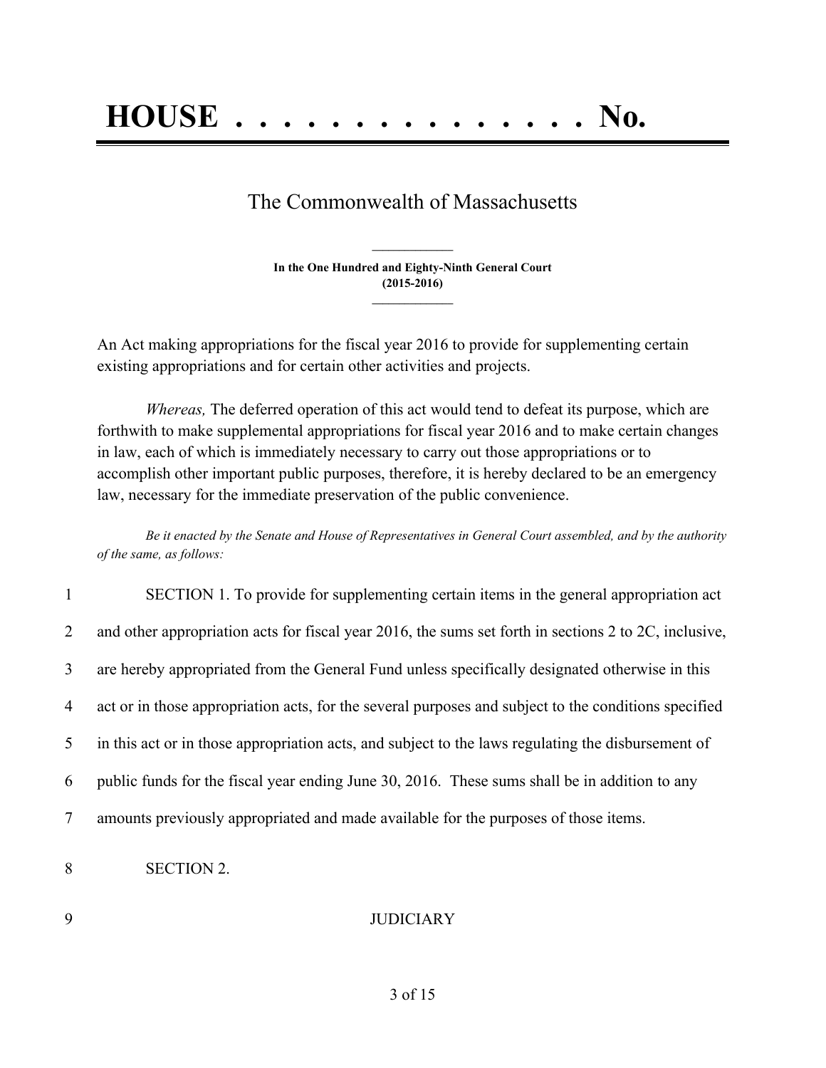# HOUSE . . . . . . . . . . . . . . . No.

The Commonwealth of Massachusetts

**In the One Hundred and Eighty-Ninth General Court**
**(2015-2016)**

An Act making appropriations for the fiscal year 2016 to provide for supplementing certain existing appropriations and for certain other activities and projects.

*Whereas,* The deferred operation of this act would tend to defeat its purpose, which are forthwith to make supplemental appropriations for fiscal year 2016 and to make certain changes in law, each of which is immediately necessary to carry out those appropriations or to accomplish other important public purposes, therefore, it is hereby declared to be an emergency law, necessary for the immediate preservation of the public convenience.

*Be it enacted by the Senate and House of Representatives in General Court assembled, and by the authority of the same, as follows:*

1 SECTION 1. To provide for supplementing certain items in the general appropriation act
2 and other appropriation acts for fiscal year 2016, the sums set forth in sections 2 to 2C, inclusive,
3 are hereby appropriated from the General Fund unless specifically designated otherwise in this
4 act or in those appropriation acts, for the several purposes and subject to the conditions specified
5 in this act or in those appropriation acts, and subject to the laws regulating the disbursement of
6 public funds for the fiscal year ending June 30, 2016. These sums shall be in addition to any
7 amounts previously appropriated and made available for the purposes of those items.

8 SECTION 2.

9 JUDICIARY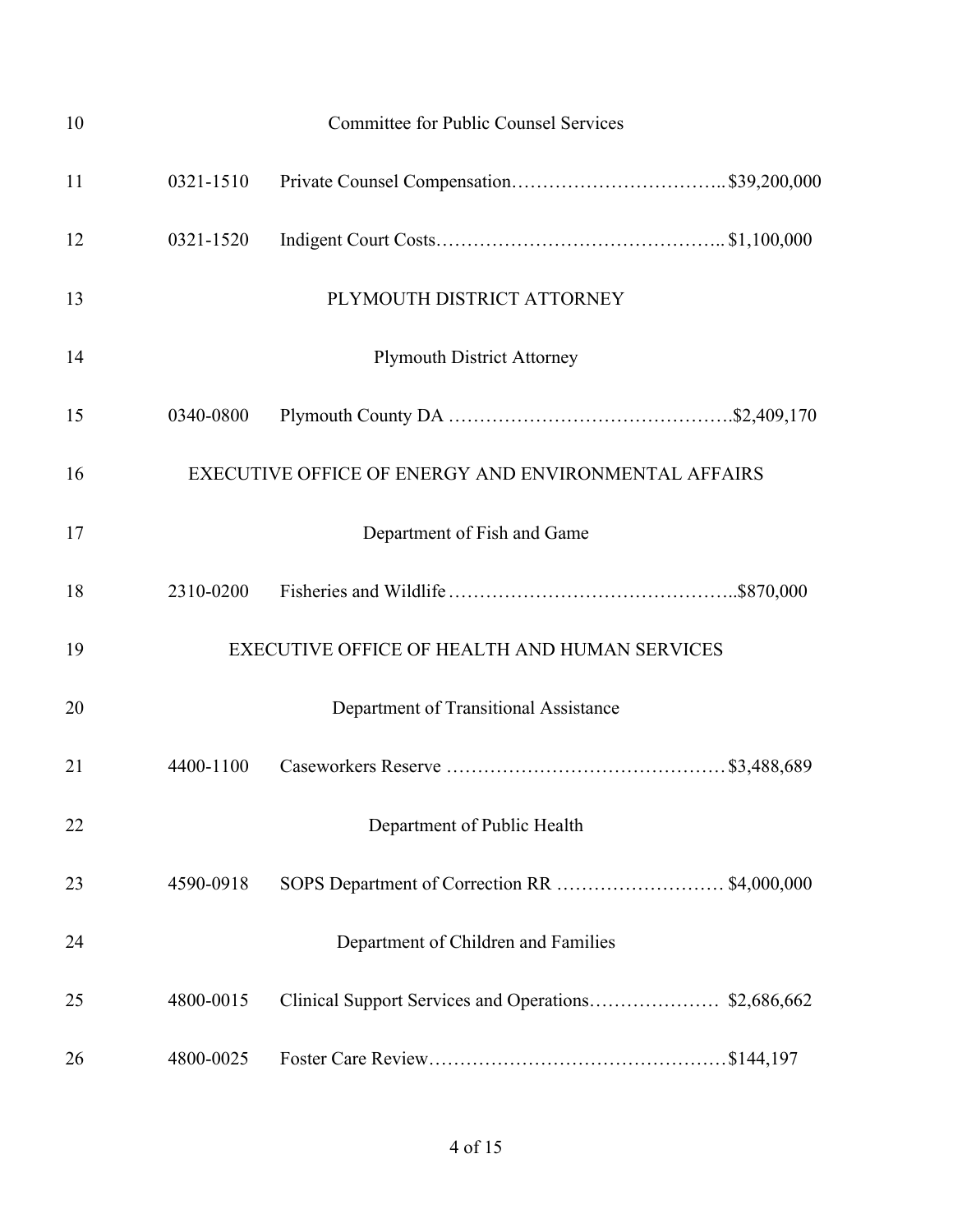Committee for Public Counsel Services

0321-1510 Private Counsel Compensation…………………………….. $39,200,000

0321-1520 Indigent Court Costs…………………………………….. $1,100,000

PLYMOUTH DISTRICT ATTORNEY

Plymouth District Attorney

0340-0800 Plymouth County DA …………………………………….$2,409,170

EXECUTIVE OFFICE OF ENERGY AND ENVIRONMENTAL AFFAIRS

Department of Fish and Game

2310-0200 Fisheries and Wildlife……………………………………..$870,000

EXECUTIVE OFFICE OF HEALTH AND HUMAN SERVICES

Department of Transitional Assistance

4400-1100 Caseworkers Reserve ……………………………………$3,488,689

Department of Public Health

4590-0918 SOPS Department of Correction RR ……………………… $4,000,000

Department of Children and Families

4800-0015 Clinical Support Services and Operations………………… $2,686,662

4800-0025 Foster Care Review………………………………………$144,197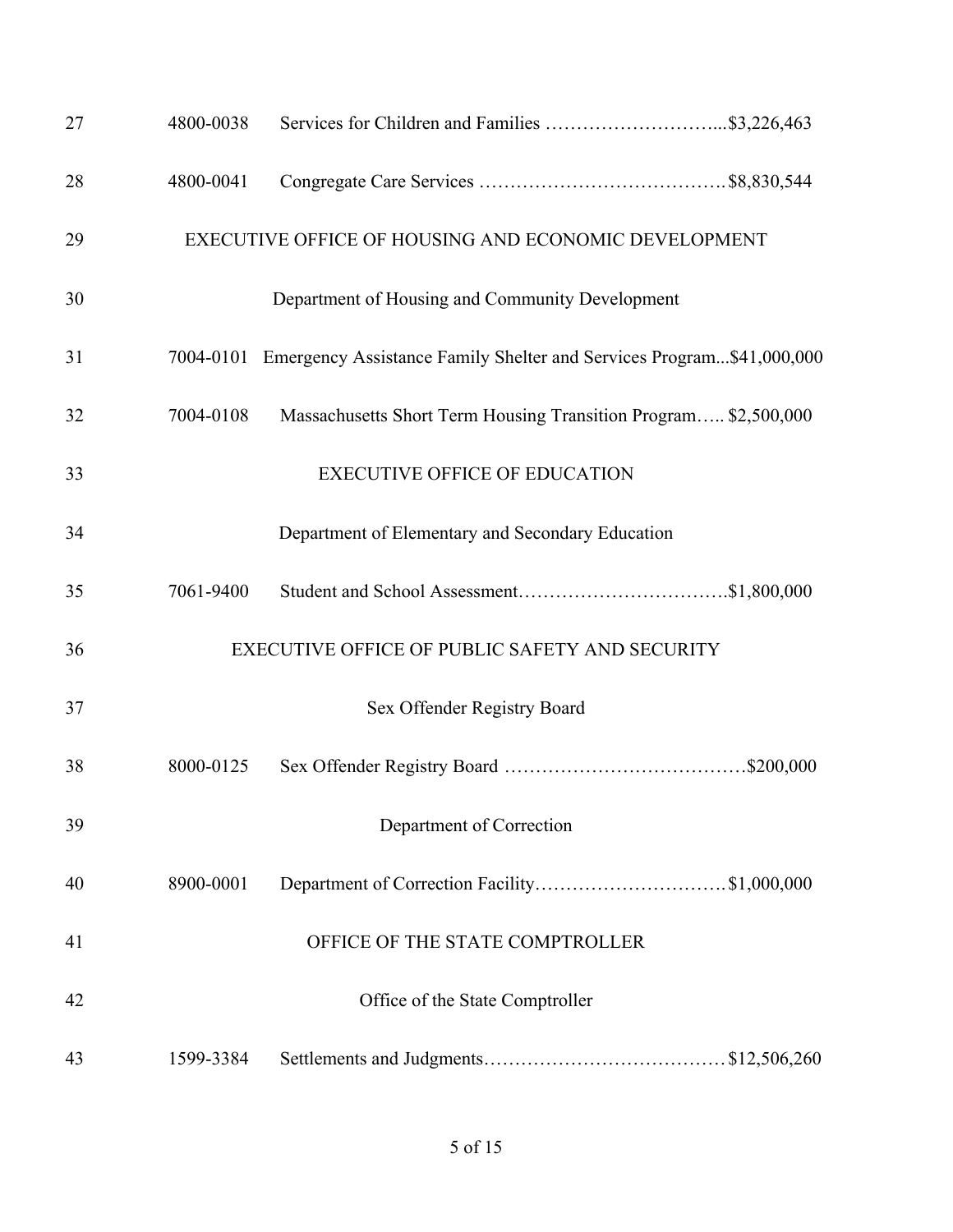27 4800-0038 Services for Children and Families ………………………...$3,226,463

28 4800-0041 Congregate Care Services ………………………………….$8,830,544

29 EXECUTIVE OFFICE OF HOUSING AND ECONOMIC DEVELOPMENT

30 Department of Housing and Community Development

31 7004-0101 Emergency Assistance Family Shelter and Services Program...$41,000,000

32 7004-0108 Massachusetts Short Term Housing Transition Program….. $2,500,000

33 EXECUTIVE OFFICE OF EDUCATION

34 Department of Elementary and Secondary Education

35 7061-9400 Student and School Assessment…………………………….$1,800,000

36 EXECUTIVE OFFICE OF PUBLIC SAFETY AND SECURITY

37 Sex Offender Registry Board

38 8000-0125 Sex Offender Registry Board …………………………………$200,000

39 Department of Correction

40 8900-0001 Department of Correction Facility………………………….$1,000,000

41 OFFICE OF THE STATE COMPTROLLER

42 Office of the State Comptroller

43 1599-3384 Settlements and Judgments……………………………….$12,506,260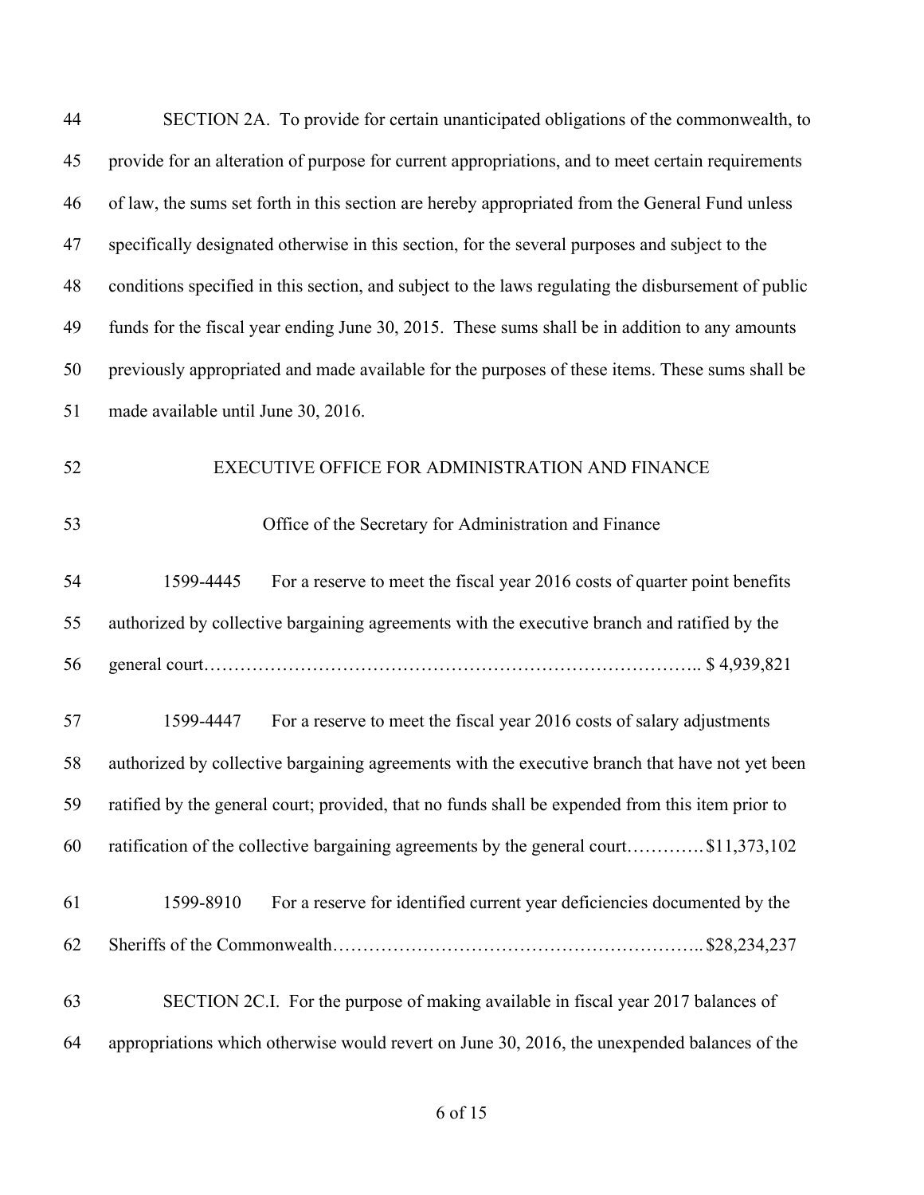SECTION 2A. To provide for certain unanticipated obligations of the commonwealth, to provide for an alteration of purpose for current appropriations, and to meet certain requirements of law, the sums set forth in this section are hereby appropriated from the General Fund unless specifically designated otherwise in this section, for the several purposes and subject to the conditions specified in this section, and subject to the laws regulating the disbursement of public funds for the fiscal year ending June 30, 2015. These sums shall be in addition to any amounts previously appropriated and made available for the purposes of these items. These sums shall be made available until June 30, 2016.

## EXECUTIVE OFFICE FOR ADMINISTRATION AND FINANCE

### Office of the Secretary for Administration and Finance

1599-4445 For a reserve to meet the fiscal year 2016 costs of quarter point benefits authorized by collective bargaining agreements with the executive branch and ratified by the general court………………………………………………………………………….. $ 4,939,821

1599-4447 For a reserve to meet the fiscal year 2016 costs of salary adjustments authorized by collective bargaining agreements with the executive branch that have not yet been ratified by the general court; provided, that no funds shall be expended from this item prior to ratification of the collective bargaining agreements by the general court…………. $11,373,102

1599-8910 For a reserve for identified current year deficiencies documented by the Sheriffs of the Commonwealth…………………………………………………….. $28,234,237

SECTION 2C.I. For the purpose of making available in fiscal year 2017 balances of appropriations which otherwise would revert on June 30, 2016, the unexpended balances of the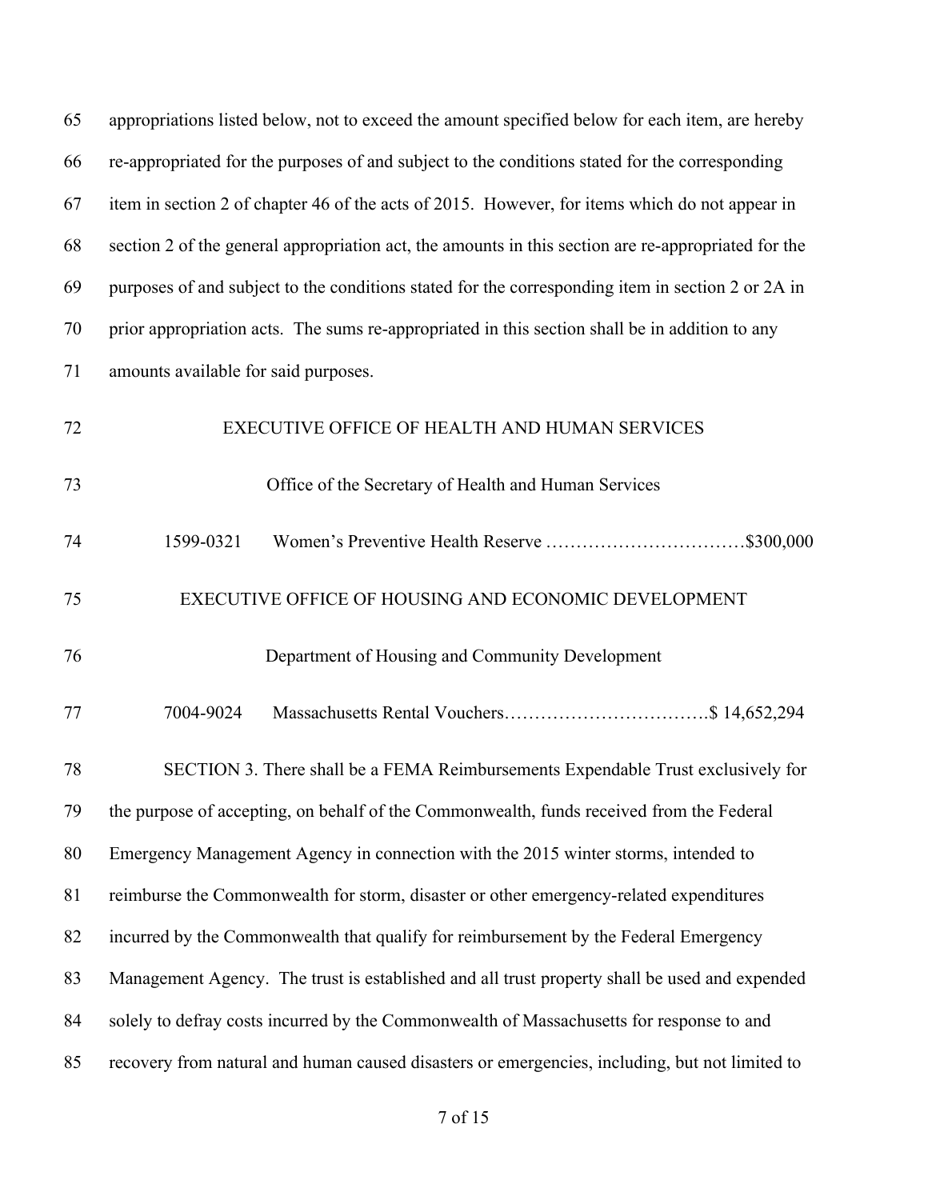appropriations listed below, not to exceed the amount specified below for each item, are hereby re-appropriated for the purposes of and subject to the conditions stated for the corresponding item in section 2 of chapter 46 of the acts of 2015. However, for items which do not appear in section 2 of the general appropriation act, the amounts in this section are re-appropriated for the purposes of and subject to the conditions stated for the corresponding item in section 2 or 2A in prior appropriation acts. The sums re-appropriated in this section shall be in addition to any amounts available for said purposes.

EXECUTIVE OFFICE OF HEALTH AND HUMAN SERVICES

Office of the Secretary of Health and Human Services

1599-0321 Women's Preventive Health Reserve ……………………………$300,000

EXECUTIVE OFFICE OF HOUSING AND ECONOMIC DEVELOPMENT

Department of Housing and Community Development

7004-9024 Massachusetts Rental Vouchers…………………………….$ 14,652,294

SECTION 3. There shall be a FEMA Reimbursements Expendable Trust exclusively for the purpose of accepting, on behalf of the Commonwealth, funds received from the Federal Emergency Management Agency in connection with the 2015 winter storms, intended to reimburse the Commonwealth for storm, disaster or other emergency-related expenditures incurred by the Commonwealth that qualify for reimbursement by the Federal Emergency Management Agency. The trust is established and all trust property shall be used and expended solely to defray costs incurred by the Commonwealth of Massachusetts for response to and recovery from natural and human caused disasters or emergencies, including, but not limited to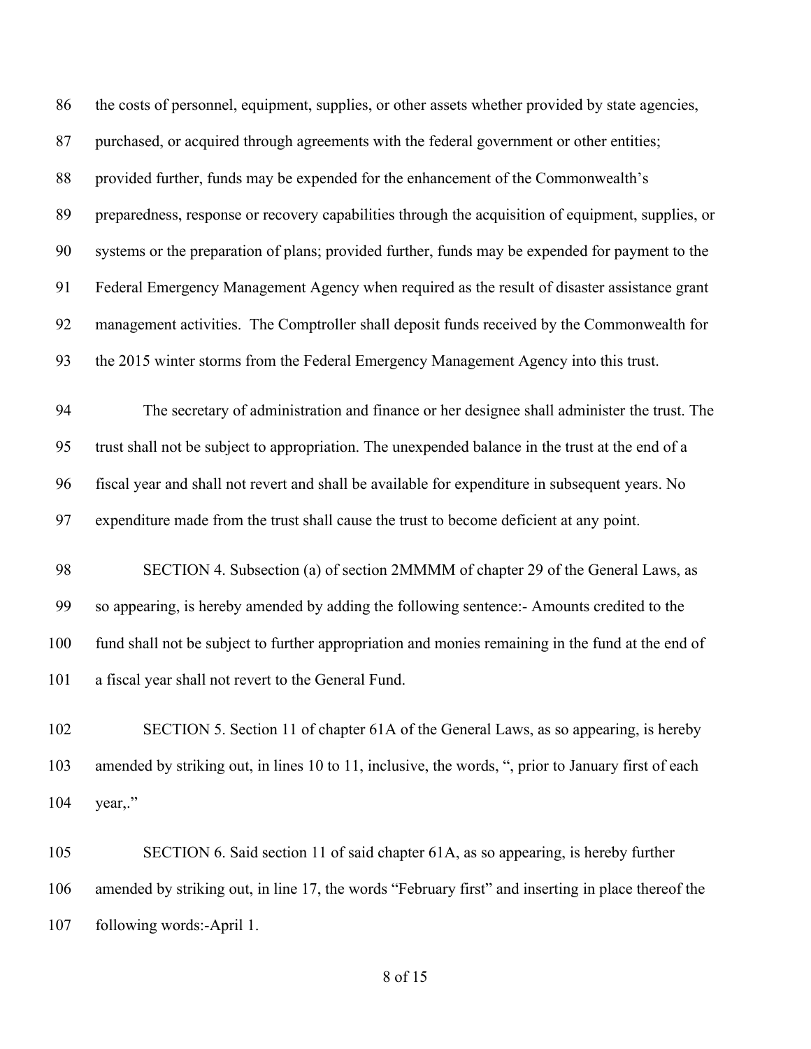the costs of personnel, equipment, supplies, or other assets whether provided by state agencies, purchased, or acquired through agreements with the federal government or other entities; provided further, funds may be expended for the enhancement of the Commonwealth's preparedness, response or recovery capabilities through the acquisition of equipment, supplies, or systems or the preparation of plans; provided further, funds may be expended for payment to the Federal Emergency Management Agency when required as the result of disaster assistance grant management activities. The Comptroller shall deposit funds received by the Commonwealth for the 2015 winter storms from the Federal Emergency Management Agency into this trust.

The secretary of administration and finance or her designee shall administer the trust. The trust shall not be subject to appropriation. The unexpended balance in the trust at the end of a fiscal year and shall not revert and shall be available for expenditure in subsequent years. No expenditure made from the trust shall cause the trust to become deficient at any point.

SECTION 4. Subsection (a) of section 2MMMM of chapter 29 of the General Laws, as so appearing, is hereby amended by adding the following sentence:- Amounts credited to the fund shall not be subject to further appropriation and monies remaining in the fund at the end of a fiscal year shall not revert to the General Fund.

SECTION 5. Section 11 of chapter 61A of the General Laws, as so appearing, is hereby amended by striking out, in lines 10 to 11, inclusive, the words, ", prior to January first of each year,."

SECTION 6. Said section 11 of said chapter 61A, as so appearing, is hereby further amended by striking out, in line 17, the words "February first" and inserting in place thereof the following words:-April 1.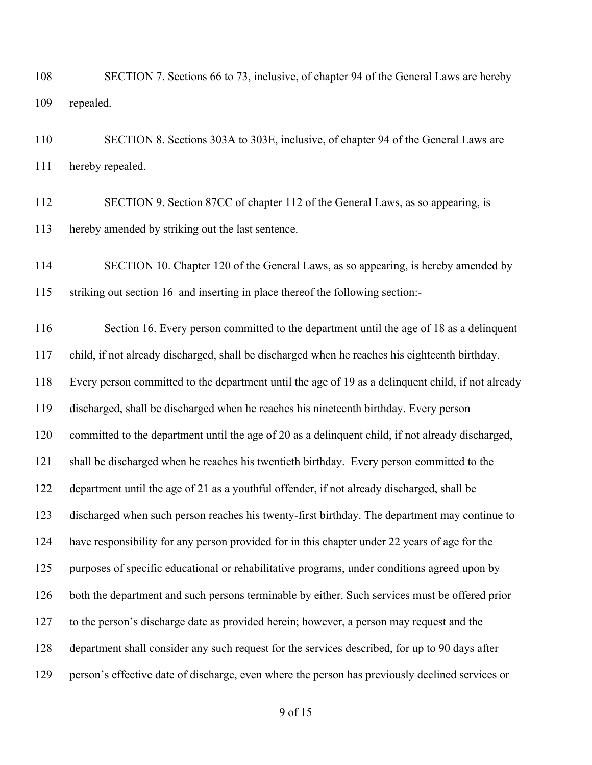SECTION 7. Sections 66 to 73, inclusive, of chapter 94 of the General Laws are hereby repealed.

SECTION 8. Sections 303A to 303E, inclusive, of chapter 94 of the General Laws are hereby repealed.

SECTION 9. Section 87CC of chapter 112 of the General Laws, as so appearing, is hereby amended by striking out the last sentence.

SECTION 10. Chapter 120 of the General Laws, as so appearing, is hereby amended by striking out section 16 and inserting in place thereof the following section:-

Section 16. Every person committed to the department until the age of 18 as a delinquent child, if not already discharged, shall be discharged when he reaches his eighteenth birthday. Every person committed to the department until the age of 19 as a delinquent child, if not already discharged, shall be discharged when he reaches his nineteenth birthday. Every person committed to the department until the age of 20 as a delinquent child, if not already discharged, shall be discharged when he reaches his twentieth birthday. Every person committed to the department until the age of 21 as a youthful offender, if not already discharged, shall be discharged when such person reaches his twenty-first birthday. The department may continue to have responsibility for any person provided for in this chapter under 22 years of age for the purposes of specific educational or rehabilitative programs, under conditions agreed upon by both the department and such persons terminable by either. Such services must be offered prior to the person's discharge date as provided herein; however, a person may request and the department shall consider any such request for the services described, for up to 90 days after person's effective date of discharge, even where the person has previously declined services or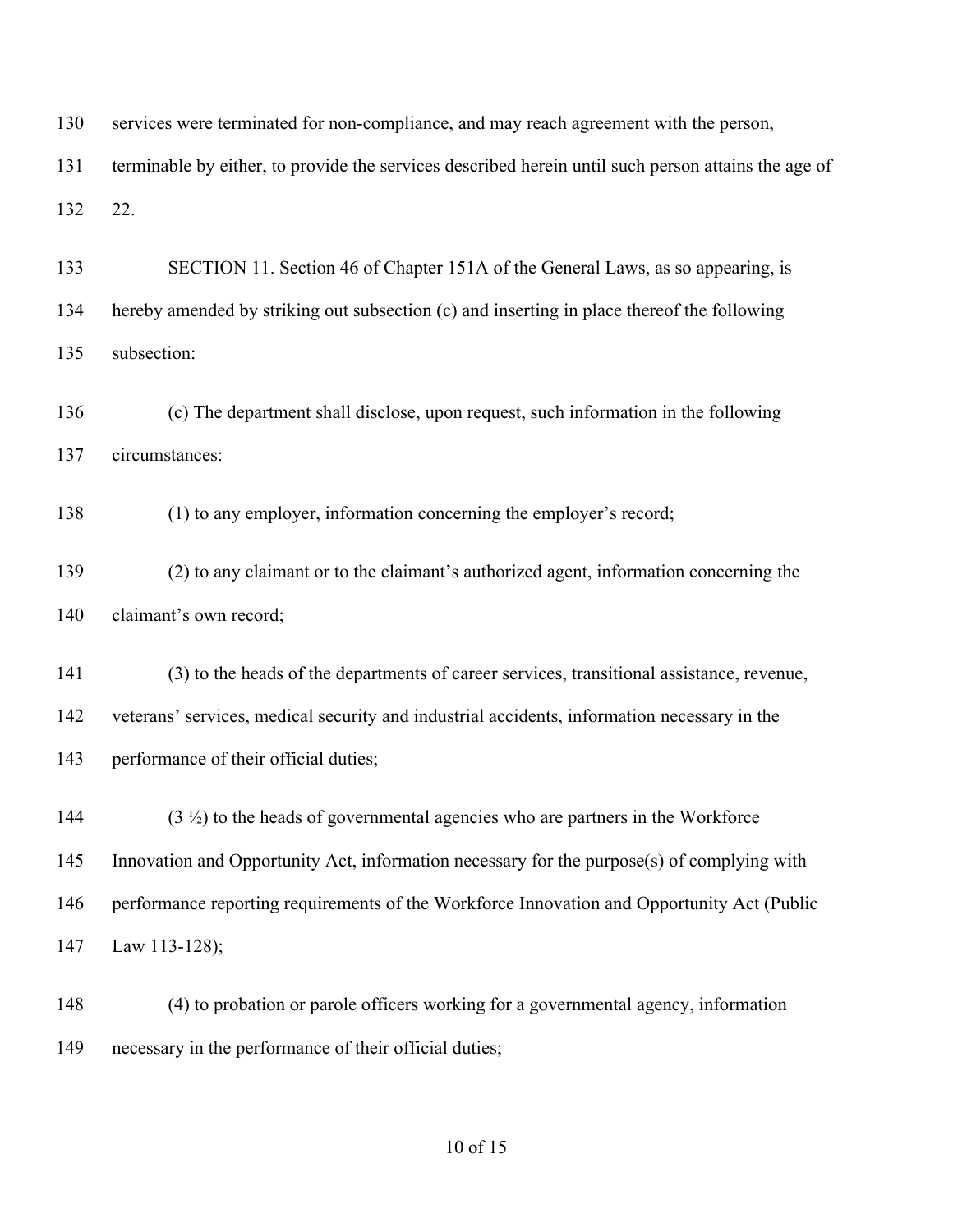services were terminated for non-compliance, and may reach agreement with the person, terminable by either, to provide the services described herein until such person attains the age of 22.

SECTION 11. Section 46 of Chapter 151A of the General Laws, as so appearing, is hereby amended by striking out subsection (c) and inserting in place thereof the following subsection:

(c) The department shall disclose, upon request, such information in the following circumstances:

(1) to any employer, information concerning the employer's record;

(2) to any claimant or to the claimant's authorized agent, information concerning the claimant's own record;

(3) to the heads of the departments of career services, transitional assistance, revenue, veterans' services, medical security and industrial accidents, information necessary in the performance of their official duties;

(3 ½) to the heads of governmental agencies who are partners in the Workforce Innovation and Opportunity Act, information necessary for the purpose(s) of complying with performance reporting requirements of the Workforce Innovation and Opportunity Act (Public Law 113-128);

(4) to probation or parole officers working for a governmental agency, information necessary in the performance of their official duties;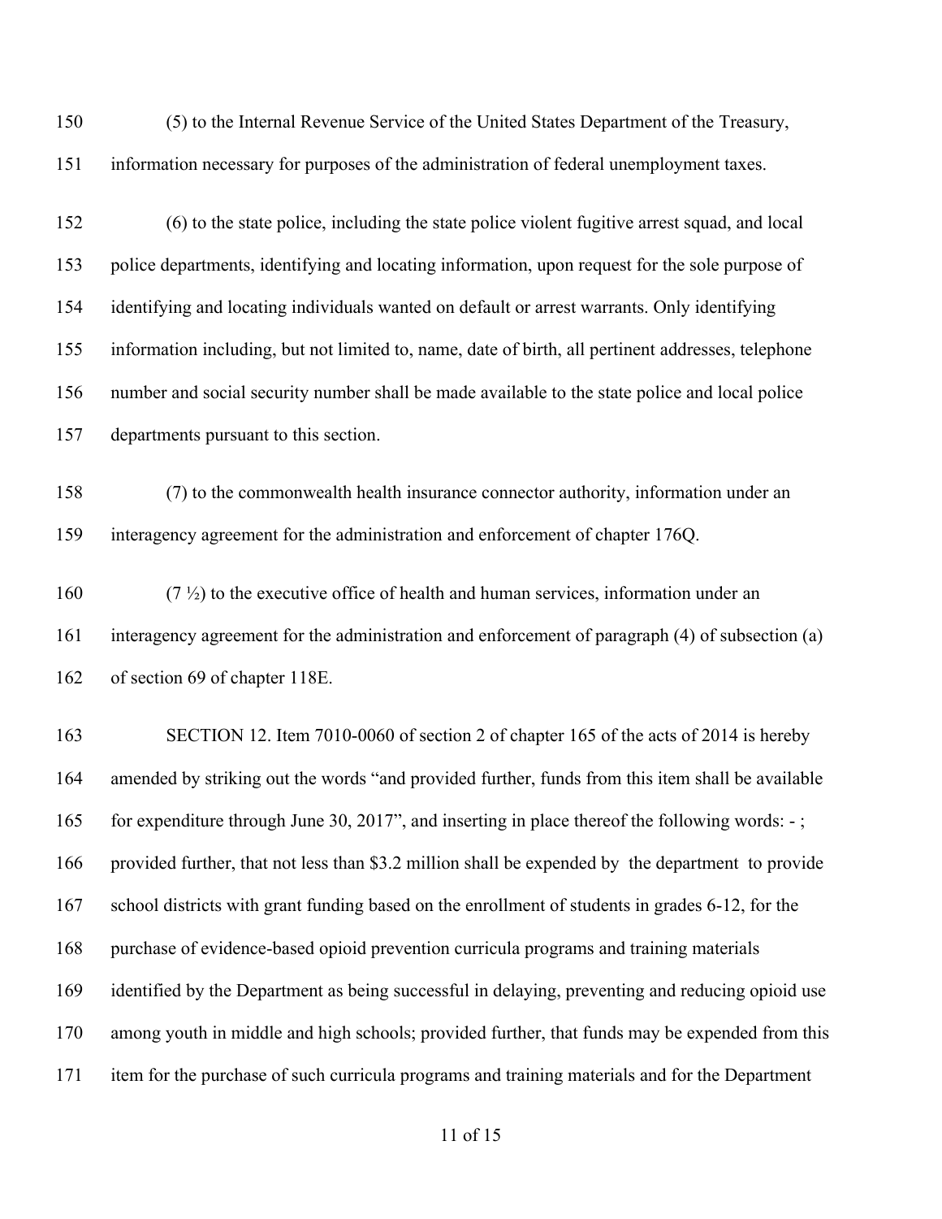(5) to the Internal Revenue Service of the United States Department of the Treasury, information necessary for purposes of the administration of federal unemployment taxes.

(6) to the state police, including the state police violent fugitive arrest squad, and local police departments, identifying and locating information, upon request for the sole purpose of identifying and locating individuals wanted on default or arrest warrants. Only identifying information including, but not limited to, name, date of birth, all pertinent addresses, telephone number and social security number shall be made available to the state police and local police departments pursuant to this section.

(7) to the commonwealth health insurance connector authority, information under an interagency agreement for the administration and enforcement of chapter 176Q.

(7 ½) to the executive office of health and human services, information under an interagency agreement for the administration and enforcement of paragraph (4) of subsection (a) of section 69 of chapter 118E.

SECTION 12. Item 7010-0060 of section 2 of chapter 165 of the acts of 2014 is hereby amended by striking out the words "and provided further, funds from this item shall be available for expenditure through June 30, 2017", and inserting in place thereof the following words: - ; provided further, that not less than $3.2 million shall be expended by the department to provide school districts with grant funding based on the enrollment of students in grades 6-12, for the purchase of evidence-based opioid prevention curricula programs and training materials identified by the Department as being successful in delaying, preventing and reducing opioid use among youth in middle and high schools; provided further, that funds may be expended from this item for the purchase of such curricula programs and training materials and for the Department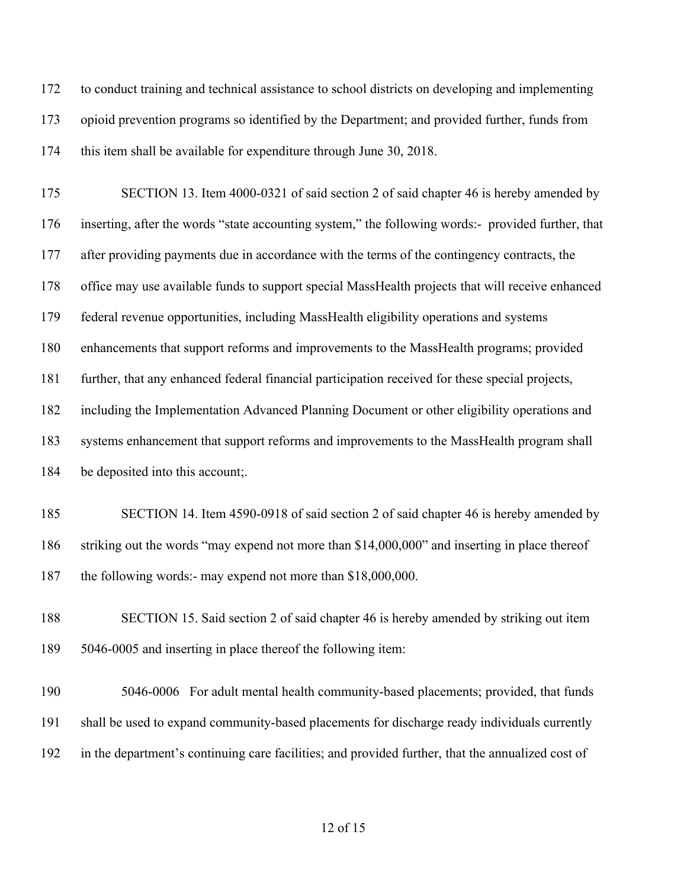to conduct training and technical assistance to school districts on developing and implementing opioid prevention programs so identified by the Department; and provided further, funds from this item shall be available for expenditure through June 30, 2018.

SECTION 13. Item 4000-0321 of said section 2 of said chapter 46 is hereby amended by inserting, after the words "state accounting system," the following words:- provided further, that after providing payments due in accordance with the terms of the contingency contracts, the office may use available funds to support special MassHealth projects that will receive enhanced federal revenue opportunities, including MassHealth eligibility operations and systems enhancements that support reforms and improvements to the MassHealth programs; provided further, that any enhanced federal financial participation received for these special projects, including the Implementation Advanced Planning Document or other eligibility operations and systems enhancement that support reforms and improvements to the MassHealth program shall be deposited into this account;.

SECTION 14. Item 4590-0918 of said section 2 of said chapter 46 is hereby amended by striking out the words "may expend not more than $14,000,000" and inserting in place thereof the following words:- may expend not more than $18,000,000.

SECTION 15. Said section 2 of said chapter 46 is hereby amended by striking out item 5046-0005 and inserting in place thereof the following item:

5046-0006 For adult mental health community-based placements; provided, that funds shall be used to expand community-based placements for discharge ready individuals currently in the department's continuing care facilities; and provided further, that the annualized cost of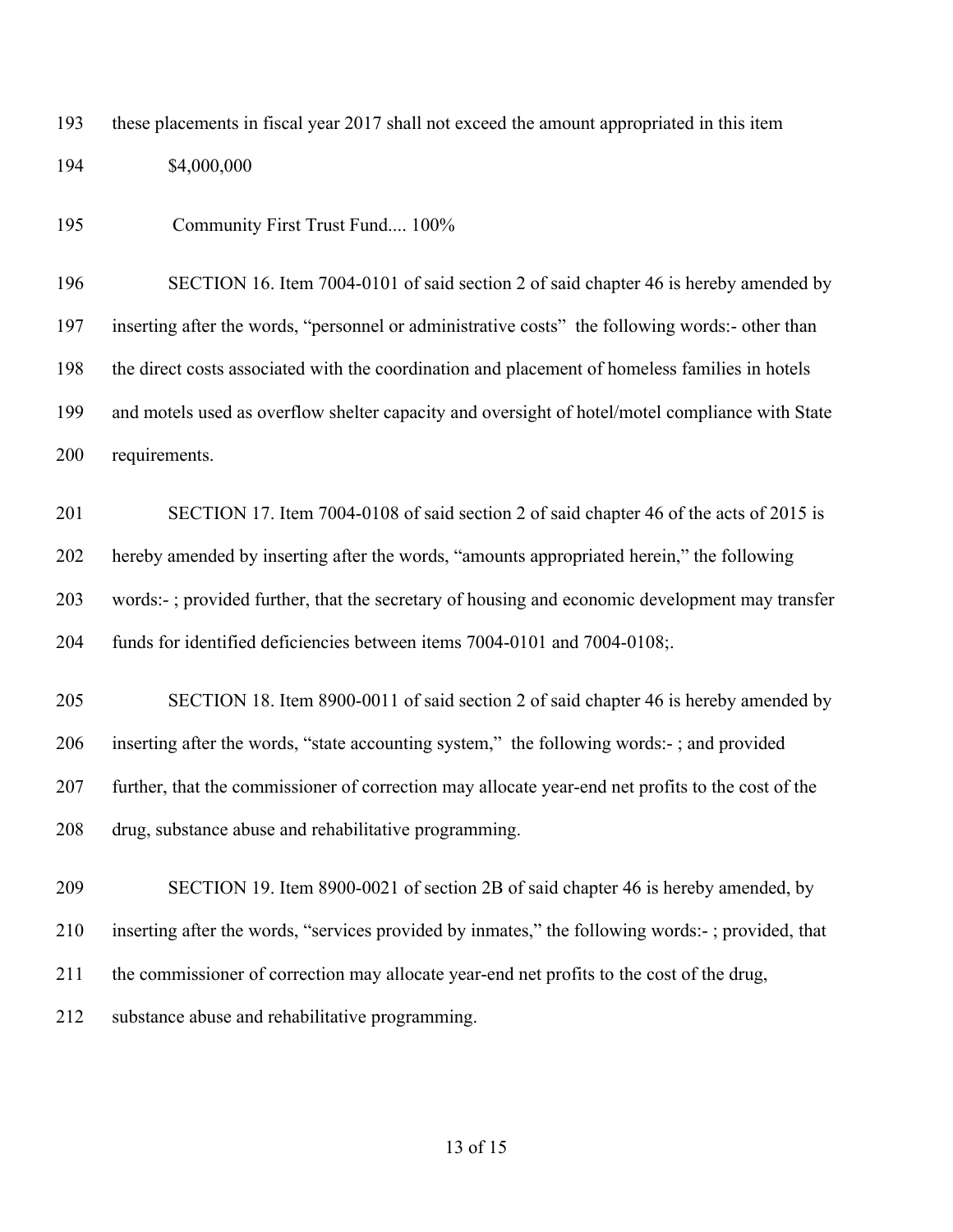these placements in fiscal year 2017 shall not exceed the amount appropriated in this item

$4,000,000

Community First Trust Fund.... 100%

SECTION 16. Item 7004-0101 of said section 2 of said chapter 46 is hereby amended by inserting after the words, "personnel or administrative costs" the following words:- other than the direct costs associated with the coordination and placement of homeless families in hotels and motels used as overflow shelter capacity and oversight of hotel/motel compliance with State requirements.

SECTION 17. Item 7004-0108 of said section 2 of said chapter 46 of the acts of 2015 is hereby amended by inserting after the words, "amounts appropriated herein," the following words:- ; provided further, that the secretary of housing and economic development may transfer funds for identified deficiencies between items 7004-0101 and 7004-0108;.

SECTION 18. Item 8900-0011 of said section 2 of said chapter 46 is hereby amended by inserting after the words, "state accounting system," the following words:- ; and provided further, that the commissioner of correction may allocate year-end net profits to the cost of the drug, substance abuse and rehabilitative programming.

SECTION 19. Item 8900-0021 of section 2B of said chapter 46 is hereby amended, by inserting after the words, "services provided by inmates," the following words:- ; provided, that the commissioner of correction may allocate year-end net profits to the cost of the drug, substance abuse and rehabilitative programming.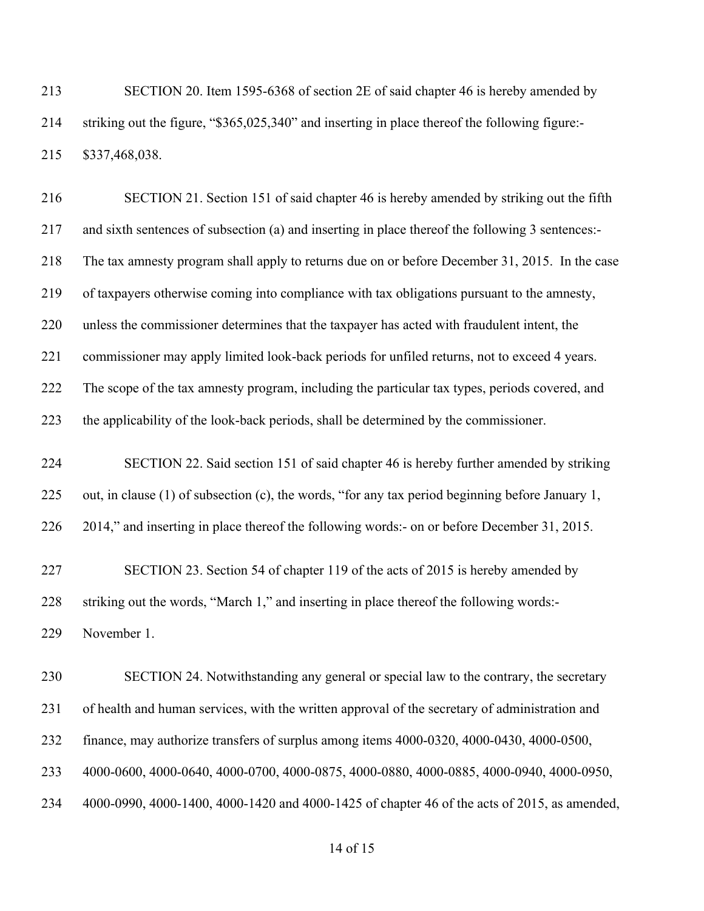SECTION 20. Item 1595-6368 of section 2E of said chapter 46 is hereby amended by striking out the figure, "$365,025,340" and inserting in place thereof the following figure:- $337,468,038.

SECTION 21. Section 151 of said chapter 46 is hereby amended by striking out the fifth and sixth sentences of subsection (a) and inserting in place thereof the following 3 sentences:- The tax amnesty program shall apply to returns due on or before December 31, 2015. In the case of taxpayers otherwise coming into compliance with tax obligations pursuant to the amnesty, unless the commissioner determines that the taxpayer has acted with fraudulent intent, the commissioner may apply limited look-back periods for unfiled returns, not to exceed 4 years. The scope of the tax amnesty program, including the particular tax types, periods covered, and the applicability of the look-back periods, shall be determined by the commissioner.

SECTION 22. Said section 151 of said chapter 46 is hereby further amended by striking out, in clause (1) of subsection (c), the words, "for any tax period beginning before January 1, 2014," and inserting in place thereof the following words:- on or before December 31, 2015.

SECTION 23. Section 54 of chapter 119 of the acts of 2015 is hereby amended by striking out the words, "March 1," and inserting in place thereof the following words:- November 1.

SECTION 24. Notwithstanding any general or special law to the contrary, the secretary of health and human services, with the written approval of the secretary of administration and finance, may authorize transfers of surplus among items 4000-0320, 4000-0430, 4000-0500, 4000-0600, 4000-0640, 4000-0700, 4000-0875, 4000-0880, 4000-0885, 4000-0940, 4000-0950, 4000-0990, 4000-1400, 4000-1420 and 4000-1425 of chapter 46 of the acts of 2015, as amended,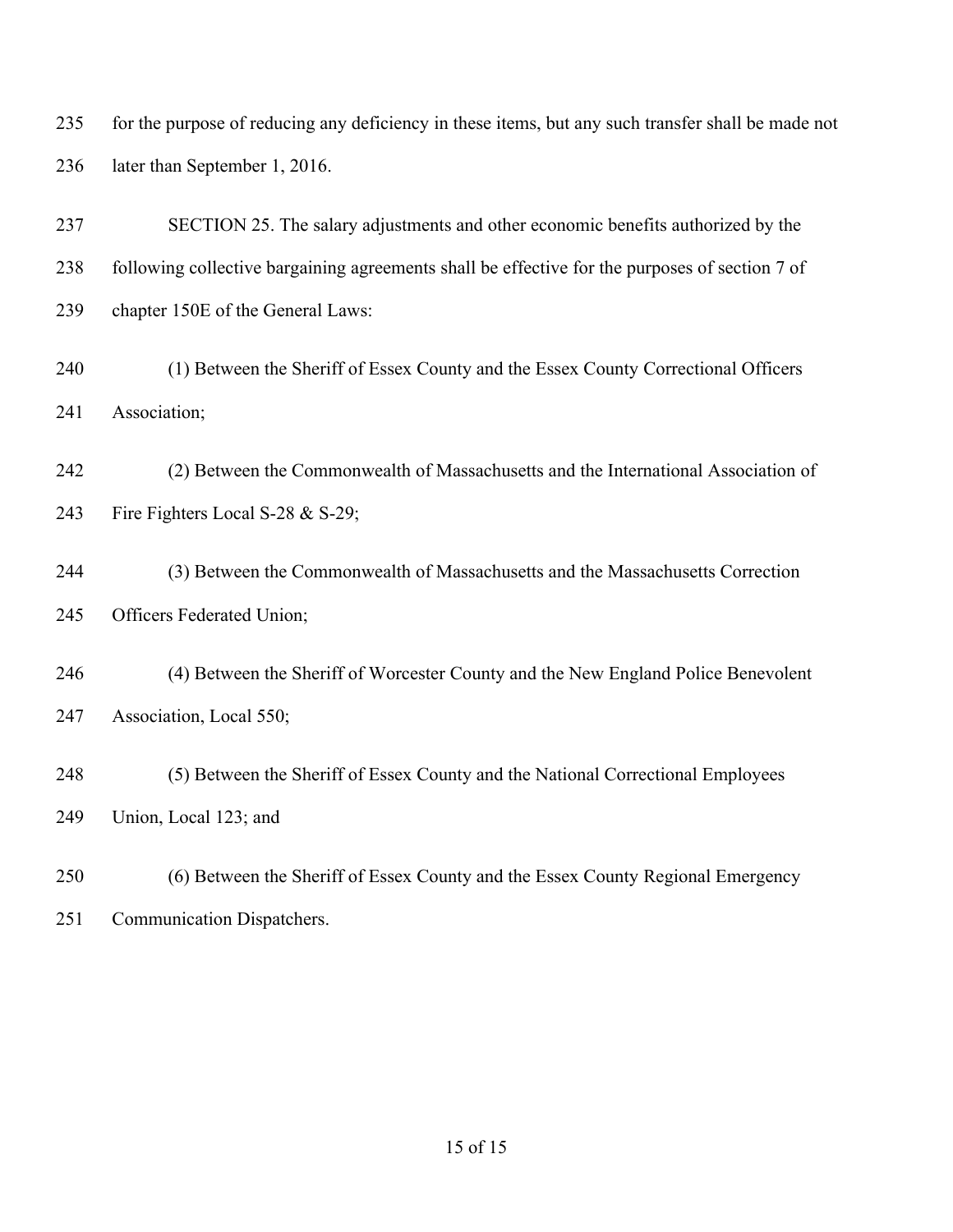for the purpose of reducing any deficiency in these items, but any such transfer shall be made not later than September 1, 2016.

SECTION 25. The salary adjustments and other economic benefits authorized by the following collective bargaining agreements shall be effective for the purposes of section 7 of chapter 150E of the General Laws:

(1) Between the Sheriff of Essex County and the Essex County Correctional Officers Association;

(2) Between the Commonwealth of Massachusetts and the International Association of Fire Fighters Local S-28 & S-29;

(3) Between the Commonwealth of Massachusetts and the Massachusetts Correction Officers Federated Union;

(4) Between the Sheriff of Worcester County and the New England Police Benevolent Association, Local 550;

(5) Between the Sheriff of Essex County and the National Correctional Employees Union, Local 123; and

(6) Between the Sheriff of Essex County and the Essex County Regional Emergency Communication Dispatchers.